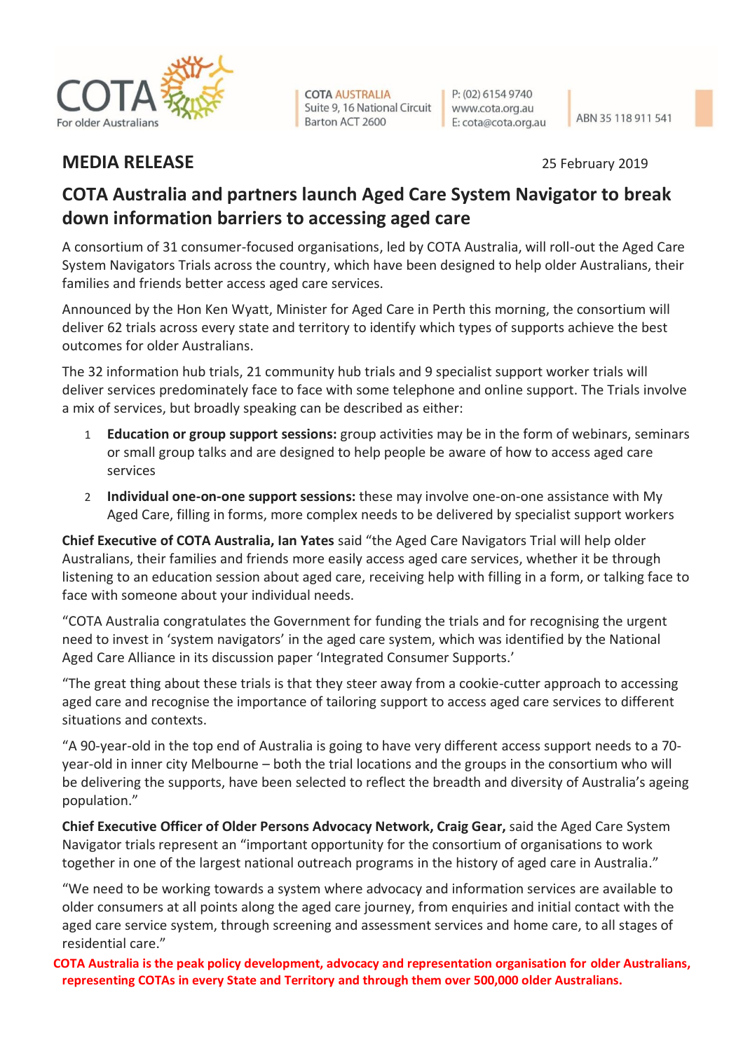COTA AUSTRALIA
Suite 9, 16 National Circuit
Barton ACT 2600

P: (02) 6154 9740
www.cota.org.au
E: cota@cota.org.au

ABN 35 118 911 541

## MEDIA RELEASE

25 February 2019

# COTA Australia and partners launch Aged Care System Navigator to break down information barriers to accessing aged care

A consortium of 31 consumer-focused organisations, led by COTA Australia, will roll-out the Aged Care System Navigators Trials across the country, which have been designed to help older Australians, their families and friends better access aged care services.

Announced by the Hon Ken Wyatt, Minister for Aged Care in Perth this morning, the consortium will deliver 62 trials across every state and territory to identify which types of supports achieve the best outcomes for older Australians.

The 32 information hub trials, 21 community hub trials and 9 specialist support worker trials will deliver services predominately face to face with some telephone and online support. The Trials involve a mix of services, but broadly speaking can be described as either:

1. **Education or group support sessions:** group activities may be in the form of webinars, seminars or small group talks and are designed to help people be aware of how to access aged care services
2. **Individual one-on-one support sessions:** these may involve one-on-one assistance with My Aged Care, filling in forms, more complex needs to be delivered by specialist support workers

**Chief Executive of COTA Australia, Ian Yates** said "the Aged Care Navigators Trial will help older Australians, their families and friends more easily access aged care services, whether it be through listening to an education session about aged care, receiving help with filling in a form, or talking face to face with someone about your individual needs.

"COTA Australia congratulates the Government for funding the trials and for recognising the urgent need to invest in 'system navigators' in the aged care system, which was identified by the National Aged Care Alliance in its discussion paper 'Integrated Consumer Supports.'

"The great thing about these trials is that they steer away from a cookie-cutter approach to accessing aged care and recognise the importance of tailoring support to access aged care services to different situations and contexts.

"A 90-year-old in the top end of Australia is going to have very different access support needs to a 70-year-old in inner city Melbourne – both the trial locations and the groups in the consortium who will be delivering the supports, have been selected to reflect the breadth and diversity of Australia's ageing population."

**Chief Executive Officer of Older Persons Advocacy Network, Craig Gear,** said the Aged Care System Navigator trials represent an "important opportunity for the consortium of organisations to work together in one of the largest national outreach programs in the history of aged care in Australia."

"We need to be working towards a system where advocacy and information services are available to older consumers at all points along the aged care journey, from enquiries and initial contact with the aged care service system, through screening and assessment services and home care, to all stages of residential care."

**COTA Australia is the peak policy development, advocacy and representation organisation for older Australians, representing COTAs in every State and Territory and through them over 500,000 older Australians.**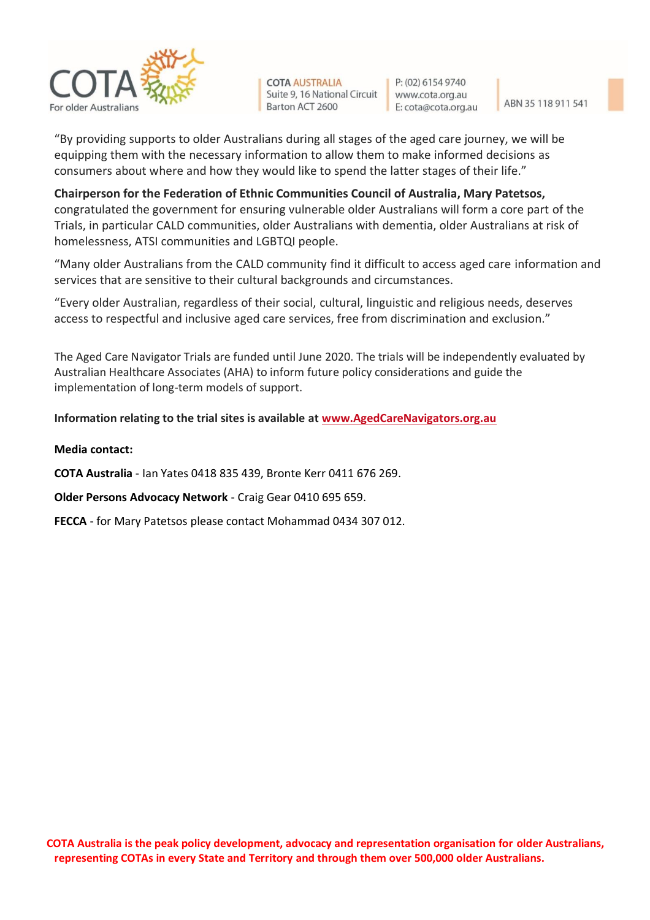"By providing supports to older Australians during all stages of the aged care journey, we will be equipping them with the necessary information to allow them to make informed decisions as consumers about where and how they would like to spend the latter stages of their life."

**Chairperson for the Federation of Ethnic Communities Council of Australia, Mary Patetsos,** congratulated the government for ensuring vulnerable older Australians will form a core part of the Trials, in particular CALD communities, older Australians with dementia, older Australians at risk of homelessness, ATSI communities and LGBTQI people.

"Many older Australians from the CALD community find it difficult to access aged care information and services that are sensitive to their cultural backgrounds and circumstances.

"Every older Australian, regardless of their social, cultural, linguistic and religious needs, deserves access to respectful and inclusive aged care services, free from discrimination and exclusion."

The Aged Care Navigator Trials are funded until June 2020. The trials will be independently evaluated by Australian Healthcare Associates (AHA) to inform future policy considerations and guide the implementation of long-term models of support.

**Information relating to the trial sites is available at www.AgedCareNavigators.org.au**

**Media contact:**

**COTA Australia** - Ian Yates 0418 835 439, Bronte Kerr 0411 676 269.

**Older Persons Advocacy Network** - Craig Gear 0410 695 659.

**FECCA** - for Mary Patetsos please contact Mohammad 0434 307 012.

**COTA Australia is the peak policy development, advocacy and representation organisation for older Australians, representing COTAs in every State and Territory and through them over 500,000 older Australians.**